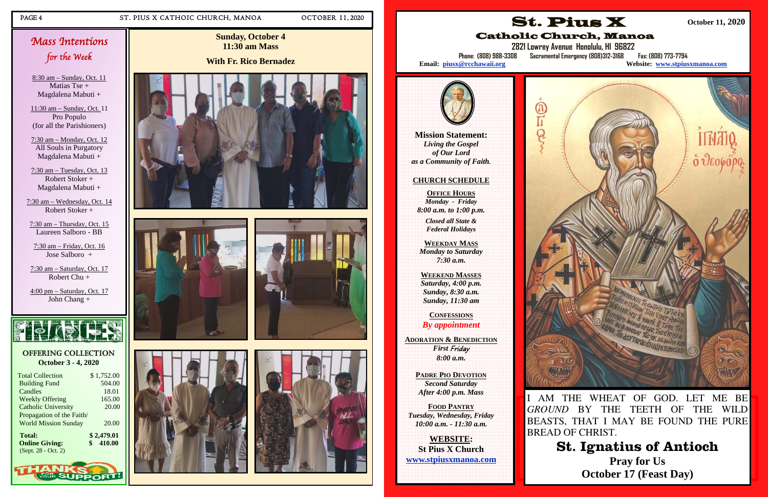# Mass Intentions

*for the Week*

8:30 am – Sunday, Oct. 11
Matias Tse +
Magdalena Mabuti +

11:30 am – Sunday, Oct. 11
Pro Populo
(for all the Parishioners)

7:30 am – Monday, Oct. 12
All Souls in Purgatory
Magdalena Mabuti +

7:30 am – Tuesday, Oct. 13
Robert Stoker +
Magdalena Mabuti +

7:30 am – Wednesday, Oct. 14
Robert Stoker +

7:30 am – Thursday, Oct. 15
Laureen Salboro - BB

7:30 am – Friday, Oct. 16
Jose Salboro +

7:30 am – Saturday, Oct. 17
Robert Chu +

4:00 pm – Saturday, Oct. 17
John Chang +

## FINANCES

### OFFERING COLLECTION
**October 3 - 4, 2020**

| | |
|---|---|
| Total Collection | $ 1,752.00 |
| Building Fund | 504.00 |
| Candles | 18.01 |
| Weekly Offering | 165.00 |
| Catholic University | 20.00 |
| Propagation of the Faith/ World Mission Sunday | 20.00 |
| **Total:** | **$ 2,479.01** |
| **Online Giving:** (Sept. 28 - Oct. 2) | **$ 410.00** |

THANKS FOR YOUR SUPPORT!

**Sunday, October 4**
**11:30 am Mass**

**With Fr. Rico Bernadez**

# St. Pius X
## Catholic Church, Manoa

**October 11, 2020**

2821 Lowrey Avenue Honolulu, HI 96822
Phone: (808) 988-3308 Sacramental Emergency (808)312-3168 Fax: (808) 773-7794
Email: piusx@rcchawaii.org Website: www.stpiusxmanoa.com

**Mission Statement:**
*Living the Gospel of Our Lord as a Community of Faith.*

**CHURCH SCHEDULE**

**OFFICE HOURS**
*Monday - Friday*
*8:00 a.m. to 1:00 p.m.*
*Closed all State & Federal Holidays*

**WEEKDAY MASS**
*Monday to Saturday*
*7:30 a.m.*

**WEEKEND MASSES**
*Saturday, 4:00 p.m.*
*Sunday, 8:30 a.m.*
*Sunday, 11:30 am*

**CONFESSIONS**
*By appointment*

**ADORATION & BENEDICTION**
*First Friday*
*8:00 a.m.*

**PADRE PIO DEVOTION**
*Second Saturday*
*After 4:00 p.m. Mass*

**FOOD PANTRY**
*Tuesday, Wednesday, Friday*
*10:00 a.m. - 11:30 a.m.*

**WEBSITE:**
**St Pius X Church**
www.stpiusxmanoa.com

I AM THE WHEAT OF GOD. LET ME BE *GROUND* BY THE TEETH OF THE WILD BEASTS, THAT I MAY BE FOUND THE PURE BREAD OF CHRIST.

## St. Ignatius of Antioch

**Pray for Us**
**October 17 (Feast Day)**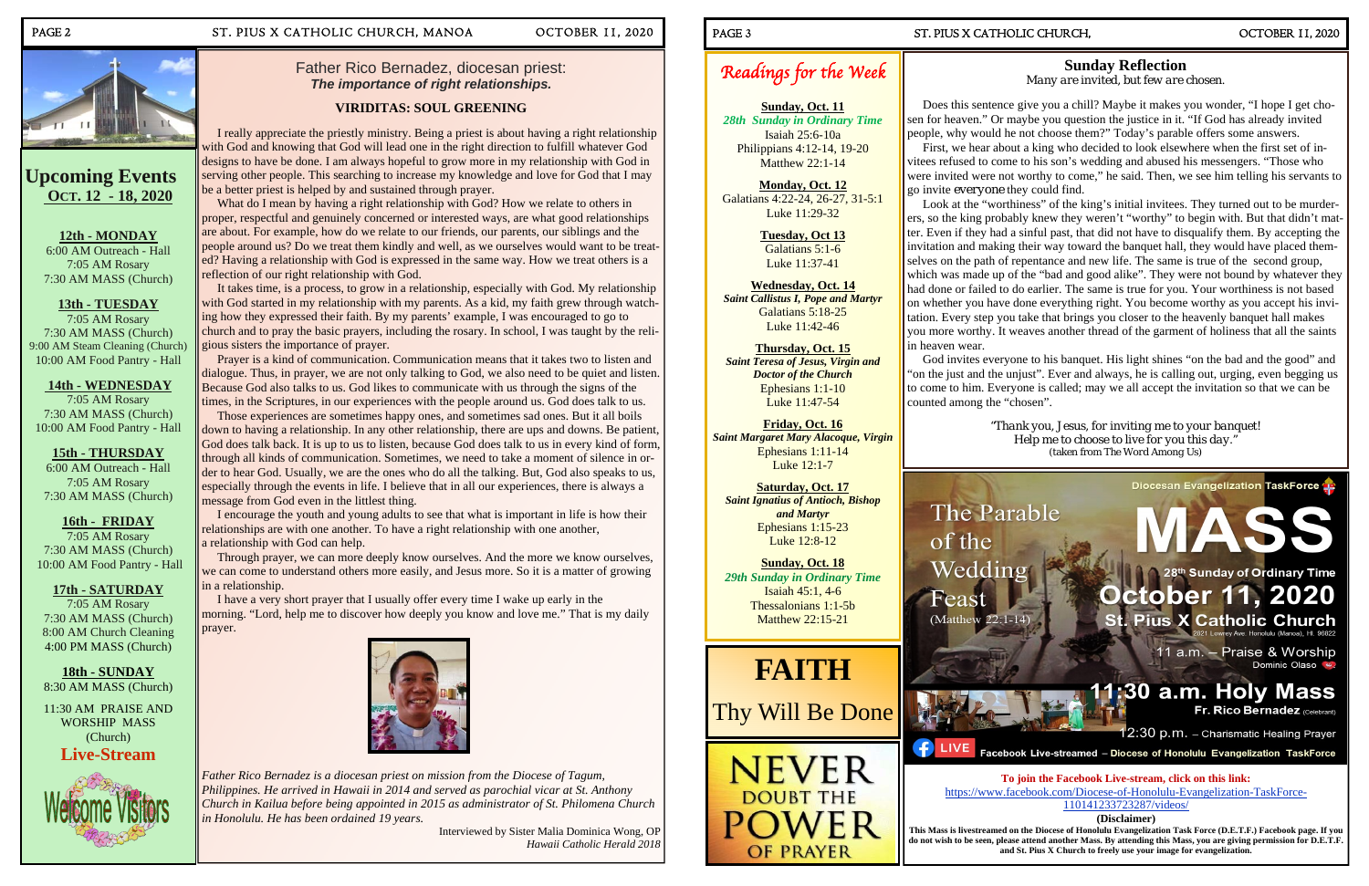## Upcoming Events
### Oct. 12 - 18, 2020

**12th - MONDAY**
6:00 AM Outreach - Hall
7:05 AM Rosary
7:30 AM MASS (Church)

**13th - TUESDAY**
7:05 AM Rosary
7:30 AM MASS (Church)
9:00 AM Steam Cleaning (Church)
10:00 AM Food Pantry - Hall

**14th - WEDNESDAY**
7:05 AM Rosary
7:30 AM MASS (Church)
10:00 AM Food Pantry - Hall

**15th - THURSDAY**
6:00 AM Outreach - Hall
7:05 AM Rosary
7:30 AM MASS (Church)

**16th - FRIDAY**
7:05 AM Rosary
7:30 AM MASS (Church)
10:00 AM Food Pantry - Hall

**17th - SATURDAY**
7:05 AM Rosary
7:30 AM MASS (Church)
8:00 AM Church Cleaning
4:00 PM MASS (Church)

**18th - SUNDAY**
8:30 AM MASS (Church)

11:30 AM PRAISE AND WORSHIP MASS (Church)

**Live-Stream**

Welcome Visitors

## Father Rico Bernadez, diocesan priest:
***The importance of right relationships.***

### VIRIDITAS: SOUL GREENING

I really appreciate the priestly ministry. Being a priest is about having a right relationship with God and knowing that God will lead one in the right direction to fulfill whatever God designs to have be done. I am always hopeful to grow more in my relationship with God in serving other people. This searching to increase my knowledge and love for God that I may be a better priest is helped by and sustained through prayer.

What do I mean by having a right relationship with God? How we relate to others in proper, respectful and genuinely concerned or interested ways, are what good relationships are about. For example, how do we relate to our friends, our parents, our siblings and the people around us? Do we treat them kindly and well, as we ourselves would want to be treated? Having a relationship with God is expressed in the same way. How we treat others is a reflection of our right relationship with God.

It takes time, is a process, to grow in a relationship, especially with God. My relationship with God started in my relationship with my parents. As a kid, my faith grew through watching how they expressed their faith. By my parents' example, I was encouraged to go to church and to pray the basic prayers, including the rosary. In school, I was taught by the religious sisters the importance of prayer.

Prayer is a kind of communication. Communication means that it takes two to listen and dialogue. Thus, in prayer, we are not only talking to God, we also need to be quiet and listen. Because God also talks to us. God likes to communicate with us through the signs of the times, in the Scriptures, in our experiences with the people around us. God does talk to us.

Those experiences are sometimes happy ones, and sometimes sad ones. But it all boils down to having a relationship. In any other relationship, there are ups and downs. Be patient, God does talk back. It is up to us to listen, because God does talk to us in every kind of form, through all kinds of communication. Sometimes, we need to take a moment of silence in order to hear God. Usually, we are the ones who do all the talking. But, God also speaks to us, especially through the events in life. I believe that in all our experiences, there is always a message from God even in the littlest thing.

I encourage the youth and young adults to see that what is important in life is how their relationships are with one another. To have a right relationship with one another, a relationship with God can help.

Through prayer, we can more deeply know ourselves. And the more we know ourselves, we can come to understand others more easily, and Jesus more. So it is a matter of growing in a relationship.

I have a very short prayer that I usually offer every time I wake up early in the morning. "Lord, help me to discover how deeply you know and love me." That is my daily prayer.

*Father Rico Bernadez is a diocesan priest on mission from the Diocese of Tagum, Philippines. He arrived in Hawaii in 2014 and served as parochial vicar at St. Anthony Church in Kailua before being appointed in 2015 as administrator of St. Philomena Church in Honolulu. He has been ordained 19 years.*

Interviewed by Sister Malia Dominica Wong, OP
*Hawaii Catholic Herald 2018*

## Readings for the Week

**Sunday, Oct. 11**
*28th Sunday in Ordinary Time*
Isaiah 25:6-10a
Philippians 4:12-14, 19-20
Matthew 22:1-14

**Monday, Oct. 12**
Galatians 4:22-24, 26-27, 31-5:1
Luke 11:29-32

**Tuesday, Oct 13**
Galatians 5:1-6
Luke 11:37-41

**Wednesday, Oct. 14**
*Saint Callistus I, Pope and Martyr*
Galatians 5:18-25
Luke 11:42-46

**Thursday, Oct. 15**
*Saint Teresa of Jesus, Virgin and Doctor of the Church*
Ephesians 1:1-10
Luke 11:47-54

**Friday, Oct. 16**
*Saint Margaret Mary Alacoque, Virgin*
Ephesians 1:11-14
Luke 12:1-7

**Saturday, Oct. 17**
*Saint Ignatius of Antioch, Bishop and Martyr*
Ephesians 1:15-23
Luke 12:8-12

**Sunday, Oct. 18**
*29th Sunday in Ordinary Time*
Isaiah 45:1, 4-6
Thessalonians 1:1-5b
Matthew 22:15-21

**FAITH**
Thy Will Be Done

NEVER DOUBT THE POWER OF PRAYER

## Sunday Reflection
*Many are invited, but few are chosen.*

Does this sentence give you a chill? Maybe it makes you wonder, "I hope I get chosen for heaven." Or maybe you question the justice in it. "If God has already invited people, why would he not choose them?" Today's parable offers some answers.

First, we hear about a king who decided to look elsewhere when the first set of invitees refused to come to his son's wedding and abused his messengers. "Those who were invited were not worthy to come," he said. Then, we see him telling his servants to go invite *everyone* they could find.

Look at the "worthiness" of the king's initial invitees. They turned out to be murderers, so the king probably knew they weren't "worthy" to begin with. But that didn't matter. Even if they had a sinful past, that did not have to disqualify them. By accepting the invitation and making their way toward the banquet hall, they would have placed themselves on the path of repentance and new life. The same is true of the second group, which was made up of the "bad and good alike". They were not bound by whatever they had done or failed to do earlier. The same is true for you. Your worthiness is not based on whether you have done everything right. You become worthy as you accept his invitation. Every step you take that brings you closer to the heavenly banquet hall makes you more worthy. It weaves another thread of the garment of holiness that all the saints in heaven wear.

God invites everyone to his banquet. His light shines "on the bad and the good" and "on the just and the unjust". Ever and always, he is calling out, urging, even begging us to come to him. Everyone is called; may we all accept the invitation so that we can be counted among the "chosen".

*"Thank you, Jesus, for inviting me to your banquet! Help me to choose to live for you this day."*
(taken from The Word Among Us)

Diocesan Evangelization TaskForce

The Parable of the Wedding Feast
(Matthew 22:1-14)

MASS
28th Sunday of Ordinary Time
October 11, 2020
St. Pius X Catholic Church
2821 Lowrey Ave. Honolulu (Manoa), HI. 96822

11 a.m. – Praise & Worship
Dominic Olaso

11:30 a.m. Holy Mass
Fr. Rico Bernadez (Celebrant)

12:30 p.m. – Charismatic Healing Prayer

LIVE Facebook Live-streamed – Diocese of Honolulu Evangelization TaskForce

**To join the Facebook Live-stream, click on this link:**
https://www.facebook.com/Diocese-of-Honolulu-Evangelization-TaskForce-110141233723287/videos/

**(Disclaimer)**
**This Mass is livestreamed on the Diocese of Honolulu Evangelization Task Force (D.E.T.F.) Facebook page. If you do not wish to be seen, please attend another Mass. By attending this Mass, you are giving permission for D.E.T.F. and St. Pius X Church to freely use your image for evangelization.**